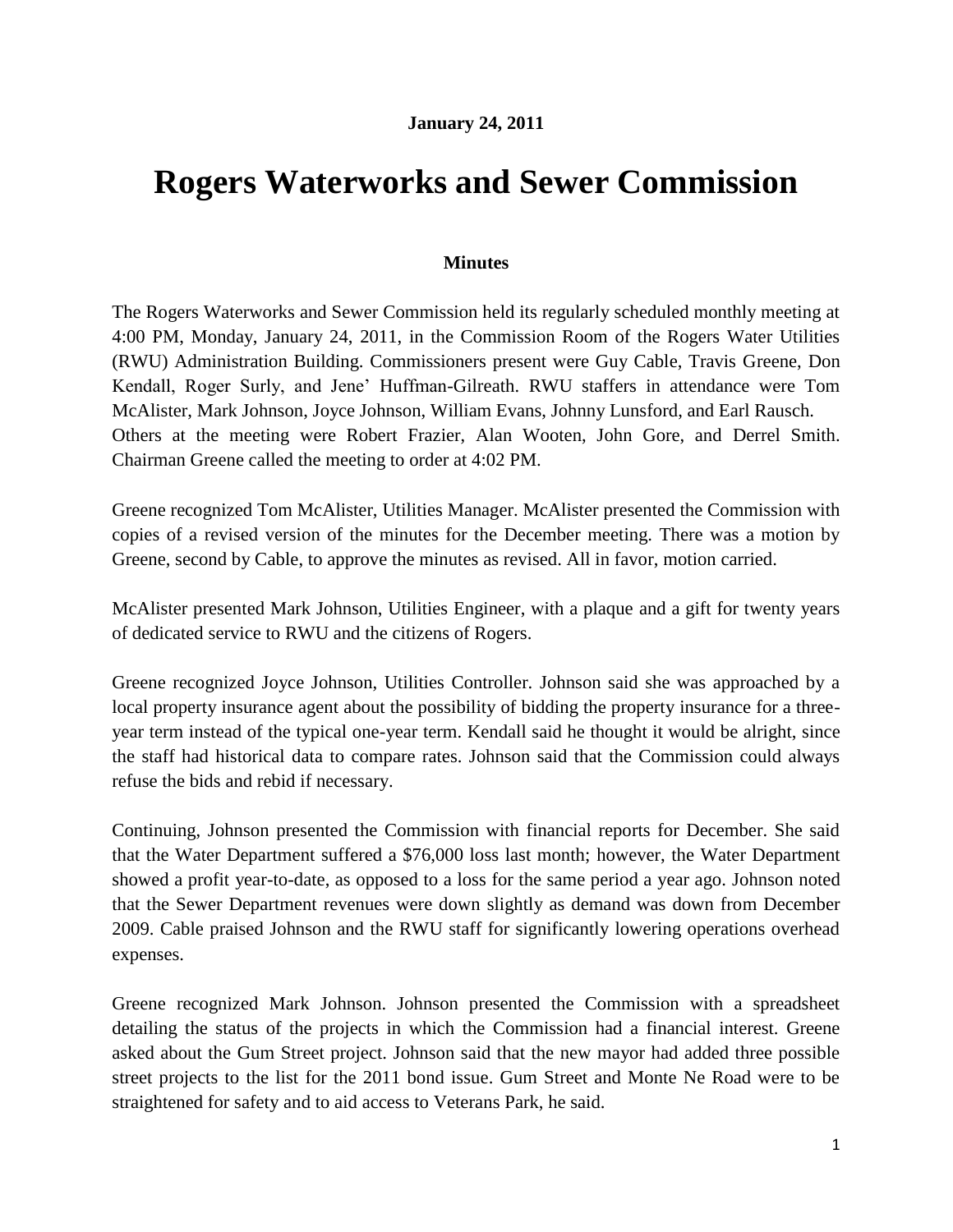**January 24, 2011**

# Rogers Waterworks and Sewer Commission

**Minutes**

The Rogers Waterworks and Sewer Commission held its regularly scheduled monthly meeting at 4:00 PM, Monday, January 24, 2011, in the Commission Room of the Rogers Water Utilities (RWU) Administration Building. Commissioners present were Guy Cable, Travis Greene, Don Kendall, Roger Surly, and Jene' Huffman-Gilreath. RWU staffers in attendance were Tom McAlister, Mark Johnson, Joyce Johnson, William Evans, Johnny Lunsford, and Earl Rausch. Others at the meeting were Robert Frazier, Alan Wooten, John Gore, and Derrel Smith. Chairman Greene called the meeting to order at 4:02 PM.

Greene recognized Tom McAlister, Utilities Manager. McAlister presented the Commission with copies of a revised version of the minutes for the December meeting. There was a motion by Greene, second by Cable, to approve the minutes as revised. All in favor, motion carried.

McAlister presented Mark Johnson, Utilities Engineer, with a plaque and a gift for twenty years of dedicated service to RWU and the citizens of Rogers.

Greene recognized Joyce Johnson, Utilities Controller. Johnson said she was approached by a local property insurance agent about the possibility of bidding the property insurance for a three-year term instead of the typical one-year term. Kendall said he thought it would be alright, since the staff had historical data to compare rates. Johnson said that the Commission could always refuse the bids and rebid if necessary.

Continuing, Johnson presented the Commission with financial reports for December. She said that the Water Department suffered a $76,000 loss last month; however, the Water Department showed a profit year-to-date, as opposed to a loss for the same period a year ago. Johnson noted that the Sewer Department revenues were down slightly as demand was down from December 2009. Cable praised Johnson and the RWU staff for significantly lowering operations overhead expenses.

Greene recognized Mark Johnson. Johnson presented the Commission with a spreadsheet detailing the status of the projects in which the Commission had a financial interest. Greene asked about the Gum Street project. Johnson said that the new mayor had added three possible street projects to the list for the 2011 bond issue. Gum Street and Monte Ne Road were to be straightened for safety and to aid access to Veterans Park, he said.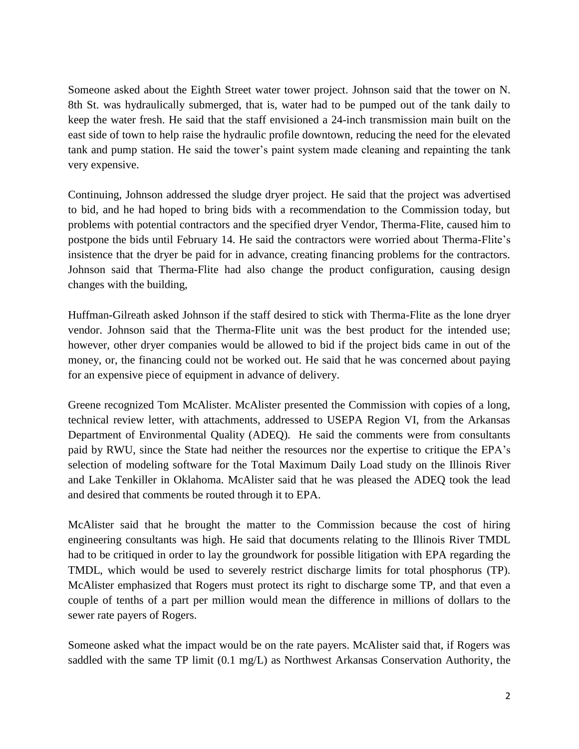Someone asked about the Eighth Street water tower project. Johnson said that the tower on N. 8th St. was hydraulically submerged, that is, water had to be pumped out of the tank daily to keep the water fresh. He said that the staff envisioned a 24-inch transmission main built on the east side of town to help raise the hydraulic profile downtown, reducing the need for the elevated tank and pump station. He said the tower's paint system made cleaning and repainting the tank very expensive.

Continuing, Johnson addressed the sludge dryer project. He said that the project was advertised to bid, and he had hoped to bring bids with a recommendation to the Commission today, but problems with potential contractors and the specified dryer Vendor, Therma-Flite, caused him to postpone the bids until February 14. He said the contractors were worried about Therma-Flite's insistence that the dryer be paid for in advance, creating financing problems for the contractors. Johnson said that Therma-Flite had also change the product configuration, causing design changes with the building,

Huffman-Gilreath asked Johnson if the staff desired to stick with Therma-Flite as the lone dryer vendor. Johnson said that the Therma-Flite unit was the best product for the intended use; however, other dryer companies would be allowed to bid if the project bids came in out of the money, or, the financing could not be worked out. He said that he was concerned about paying for an expensive piece of equipment in advance of delivery.

Greene recognized Tom McAlister. McAlister presented the Commission with copies of a long, technical review letter, with attachments, addressed to USEPA Region VI, from the Arkansas Department of Environmental Quality (ADEQ). He said the comments were from consultants paid by RWU, since the State had neither the resources nor the expertise to critique the EPA's selection of modeling software for the Total Maximum Daily Load study on the Illinois River and Lake Tenkiller in Oklahoma. McAlister said that he was pleased the ADEQ took the lead and desired that comments be routed through it to EPA.

McAlister said that he brought the matter to the Commission because the cost of hiring engineering consultants was high. He said that documents relating to the Illinois River TMDL had to be critiqued in order to lay the groundwork for possible litigation with EPA regarding the TMDL, which would be used to severely restrict discharge limits for total phosphorus (TP). McAlister emphasized that Rogers must protect its right to discharge some TP, and that even a couple of tenths of a part per million would mean the difference in millions of dollars to the sewer rate payers of Rogers.

Someone asked what the impact would be on the rate payers. McAlister said that, if Rogers was saddled with the same TP limit (0.1 mg/L) as Northwest Arkansas Conservation Authority, the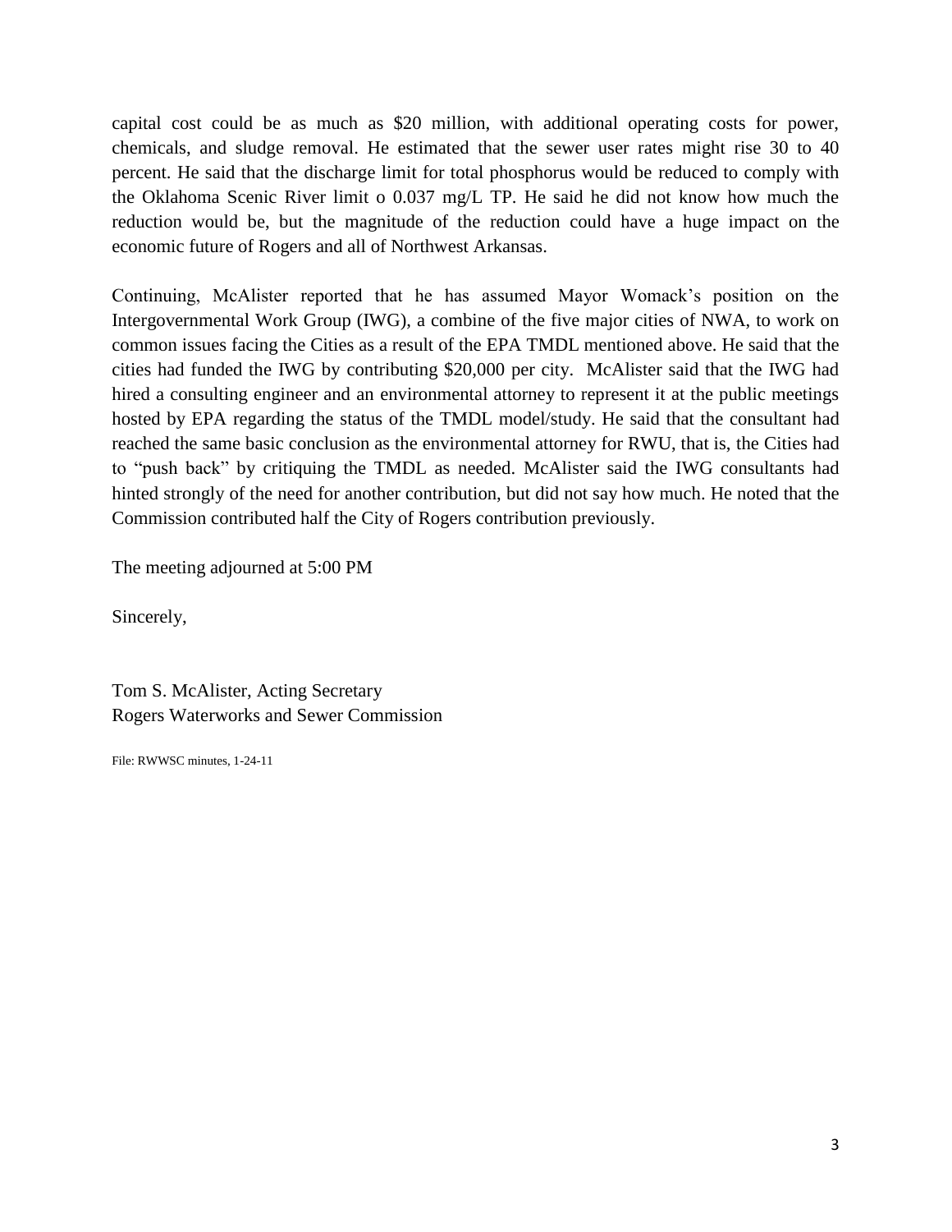capital cost could be as much as $20 million, with additional operating costs for power, chemicals, and sludge removal. He estimated that the sewer user rates might rise 30 to 40 percent. He said that the discharge limit for total phosphorus would be reduced to comply with the Oklahoma Scenic River limit o 0.037 mg/L TP. He said he did not know how much the reduction would be, but the magnitude of the reduction could have a huge impact on the economic future of Rogers and all of Northwest Arkansas.

Continuing, McAlister reported that he has assumed Mayor Womack's position on the Intergovernmental Work Group (IWG), a combine of the five major cities of NWA, to work on common issues facing the Cities as a result of the EPA TMDL mentioned above. He said that the cities had funded the IWG by contributing $20,000 per city. McAlister said that the IWG had hired a consulting engineer and an environmental attorney to represent it at the public meetings hosted by EPA regarding the status of the TMDL model/study. He said that the consultant had reached the same basic conclusion as the environmental attorney for RWU, that is, the Cities had to "push back" by critiquing the TMDL as needed. McAlister said the IWG consultants had hinted strongly of the need for another contribution, but did not say how much. He noted that the Commission contributed half the City of Rogers contribution previously.

The meeting adjourned at 5:00 PM

Sincerely,

Tom S. McAlister, Acting Secretary
Rogers Waterworks and Sewer Commission

File: RWWSC minutes, 1-24-11